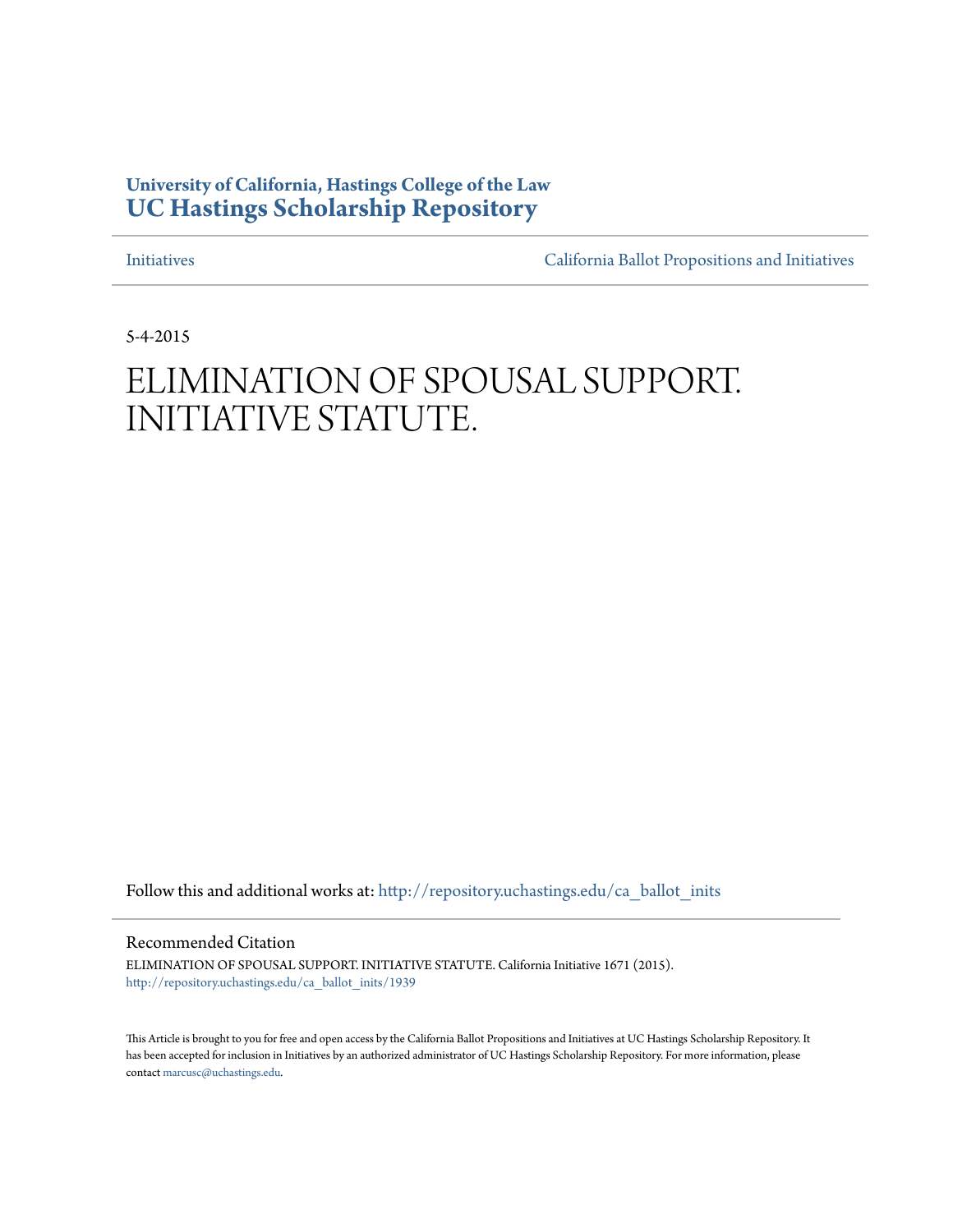**University of California, Hastings College of the Law**
**UC Hastings Scholarship Repository**

Initiatives | California Ballot Propositions and Initiatives

5-4-2015

# ELIMINATION OF SPOUSAL SUPPORT. INITIATIVE STATUTE.

Follow this and additional works at: http://repository.uchastings.edu/ca_ballot_inits

Recommended Citation

ELIMINATION OF SPOUSAL SUPPORT. INITIATIVE STATUTE. California Initiative 1671 (2015).
http://repository.uchastings.edu/ca_ballot_inits/1939

This Article is brought to you for free and open access by the California Ballot Propositions and Initiatives at UC Hastings Scholarship Repository. It has been accepted for inclusion in Initiatives by an authorized administrator of UC Hastings Scholarship Repository. For more information, please contact marcusc@uchastings.edu.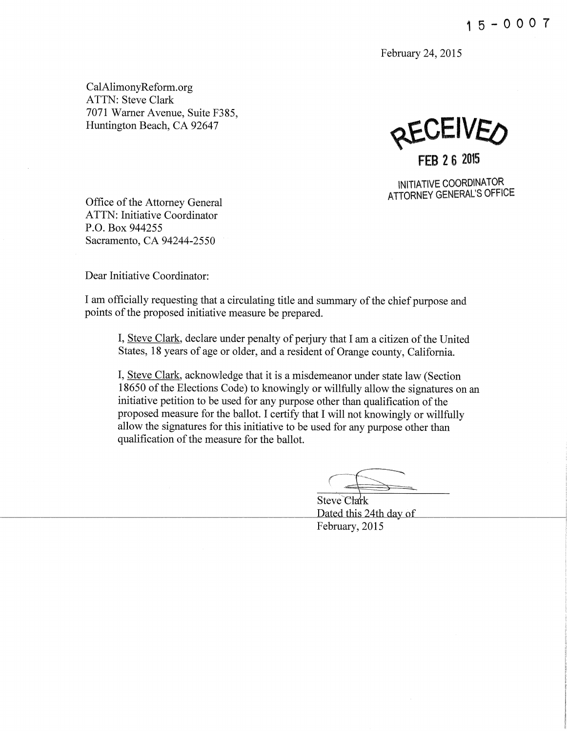15-0007

February 24, 2015

CalAlimonyReform.org
ATTN: Steve Clark
7071 Warner Avenue, Suite F385,
Huntington Beach, CA 92647

RECEIVED
FEB 26 2015
INITIATIVE COORDINATOR
ATTORNEY GENERAL'S OFFICE

Office of the Attorney General
ATTN: Initiative Coordinator
P.O. Box 944255
Sacramento, CA 94244-2550

Dear Initiative Coordinator:

I am officially requesting that a circulating title and summary of the chief purpose and points of the proposed initiative measure be prepared.

> I, Steve Clark, declare under penalty of perjury that I am a citizen of the United States, 18 years of age or older, and a resident of Orange county, California.
>
> I, Steve Clark, acknowledge that it is a misdemeanor under state law (Section 18650 of the Elections Code) to knowingly or willfully allow the signatures on an initiative petition to be used for any purpose other than qualification of the proposed measure for the ballot. I certify that I will not knowingly or willfully allow the signatures for this initiative to be used for any purpose other than qualification of the measure for the ballot.

Steve Clark
Dated this 24th day of
February, 2015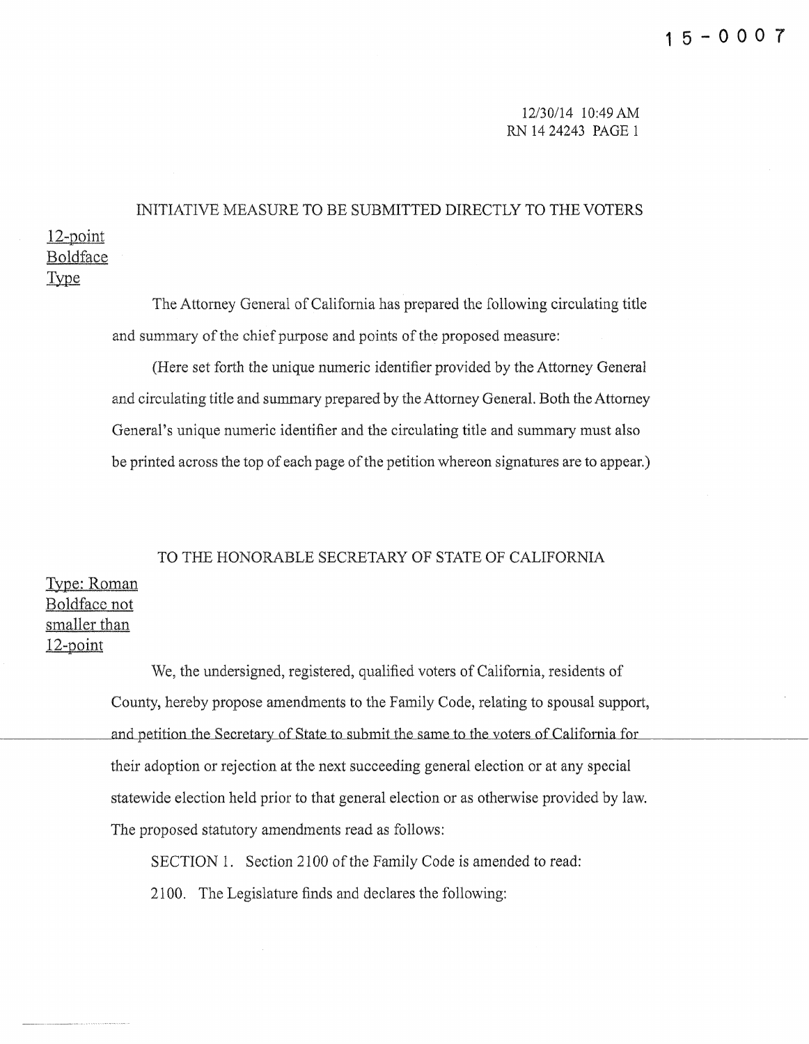15-0007

12/30/14 10:49 AM
RN 14 24243 PAGE 1

INITIATIVE MEASURE TO BE SUBMITTED DIRECTLY TO THE VOTERS

12-point Boldface Type

The Attorney General of California has prepared the following circulating title and summary of the chief purpose and points of the proposed measure:

(Here set forth the unique numeric identifier provided by the Attorney General and circulating title and summary prepared by the Attorney General. Both the Attorney General's unique numeric identifier and the circulating title and summary must also be printed across the top of each page of the petition whereon signatures are to appear.)

TO THE HONORABLE SECRETARY OF STATE OF CALIFORNIA

Type: Roman Boldface not smaller than 12-point

We, the undersigned, registered, qualified voters of California, residents of County, hereby propose amendments to the Family Code, relating to spousal support, and petition the Secretary of State to submit the same to the voters of California for their adoption or rejection at the next succeeding general election or at any special statewide election held prior to that general election or as otherwise provided by law. The proposed statutory amendments read as follows:

SECTION 1. Section 2100 of the Family Code is amended to read:

2100. The Legislature finds and declares the following: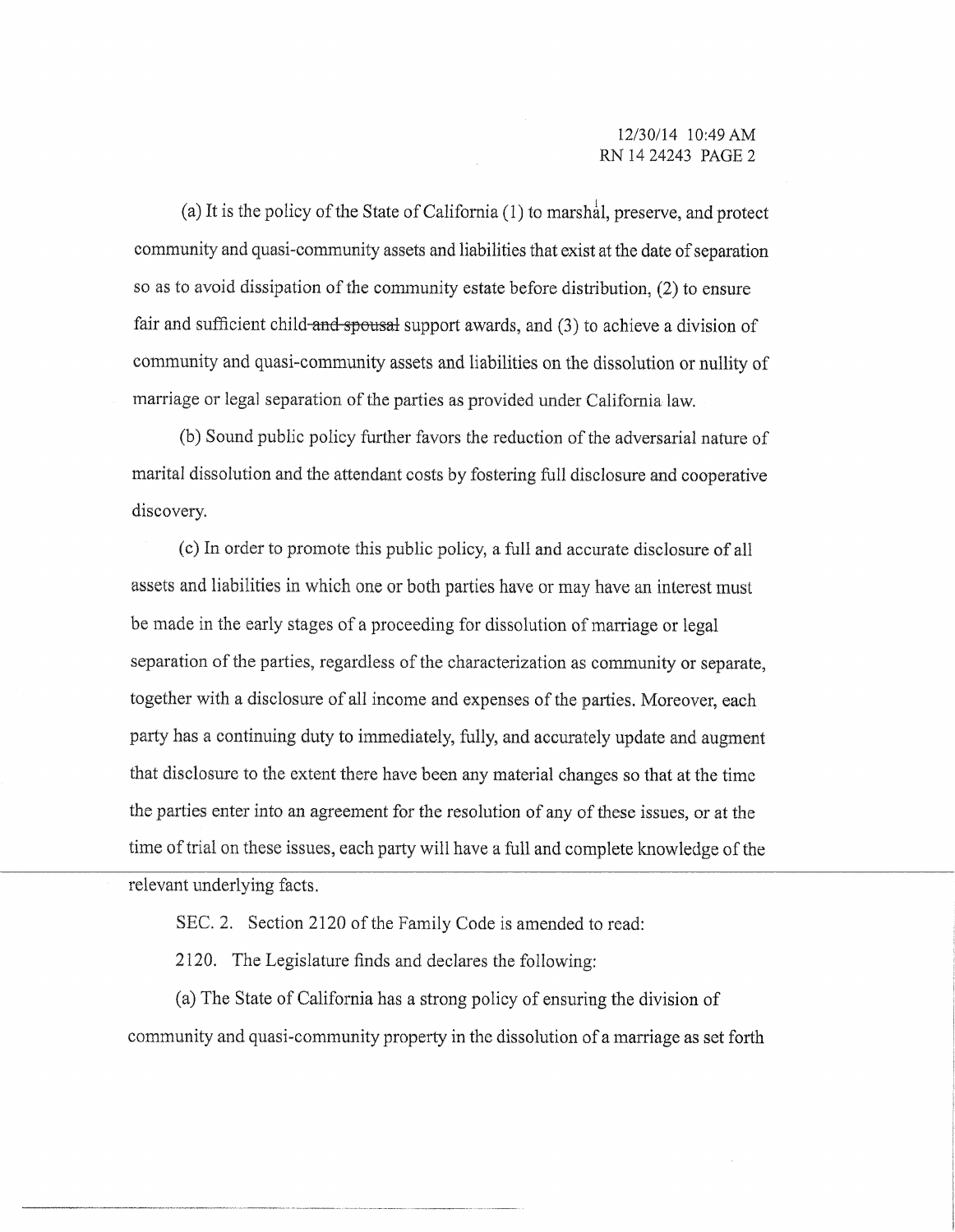(a) It is the policy of the State of California (1) to marshal, preserve, and protect community and quasi-community assets and liabilities that exist at the date of separation so as to avoid dissipation of the community estate before distribution, (2) to ensure fair and sufficient child~~ and spousal~~ support awards, and (3) to achieve a division of community and quasi-community assets and liabilities on the dissolution or nullity of marriage or legal separation of the parties as provided under California law.

(b) Sound public policy further favors the reduction of the adversarial nature of marital dissolution and the attendant costs by fostering full disclosure and cooperative discovery.

(c) In order to promote this public policy, a full and accurate disclosure of all assets and liabilities in which one or both parties have or may have an interest must be made in the early stages of a proceeding for dissolution of marriage or legal separation of the parties, regardless of the characterization as community or separate, together with a disclosure of all income and expenses of the parties. Moreover, each party has a continuing duty to immediately, fully, and accurately update and augment that disclosure to the extent there have been any material changes so that at the time the parties enter into an agreement for the resolution of any of these issues, or at the time of trial on these issues, each party will have a full and complete knowledge of the relevant underlying facts.

SEC. 2. Section 2120 of the Family Code is amended to read:

2120. The Legislature finds and declares the following:

(a) The State of California has a strong policy of ensuring the division of community and quasi-community property in the dissolution of a marriage as set forth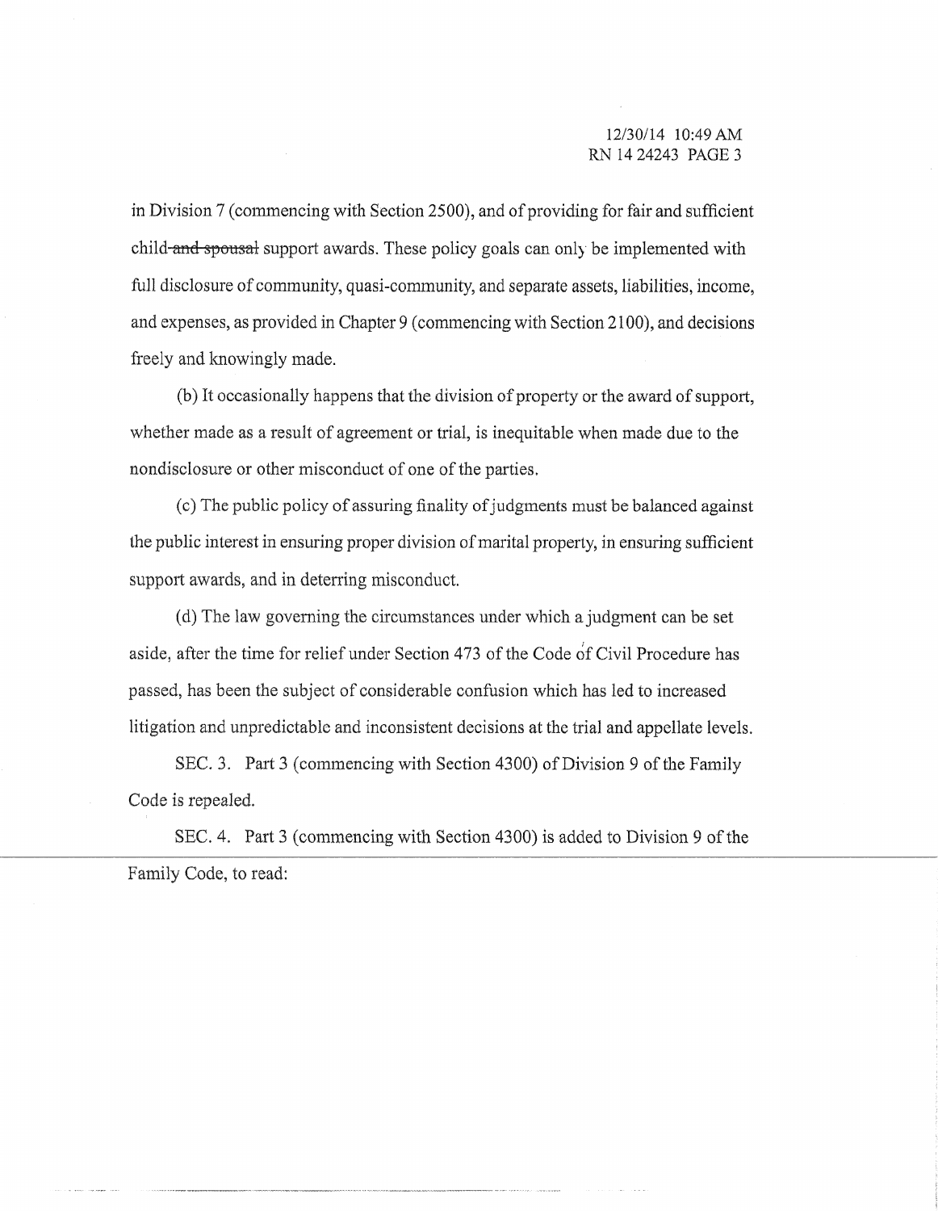in Division 7 (commencing with Section 2500), and of providing for fair and sufficient child~~ and spousal~~ support awards. These policy goals can only be implemented with full disclosure of community, quasi-community, and separate assets, liabilities, income, and expenses, as provided in Chapter 9 (commencing with Section 2100), and decisions freely and knowingly made.

(b) It occasionally happens that the division of property or the award of support, whether made as a result of agreement or trial, is inequitable when made due to the nondisclosure or other misconduct of one of the parties.

(c) The public policy of assuring finality of judgments must be balanced against the public interest in ensuring proper division of marital property, in ensuring sufficient support awards, and in deterring misconduct.

(d) The law governing the circumstances under which a judgment can be set aside, after the time for relief under Section 473 of the Code of Civil Procedure has passed, has been the subject of considerable confusion which has led to increased litigation and unpredictable and inconsistent decisions at the trial and appellate levels.

SEC. 3. Part 3 (commencing with Section 4300) of Division 9 of the Family Code is repealed.

SEC. 4. Part 3 (commencing with Section 4300) is added to Division 9 of the Family Code, to read: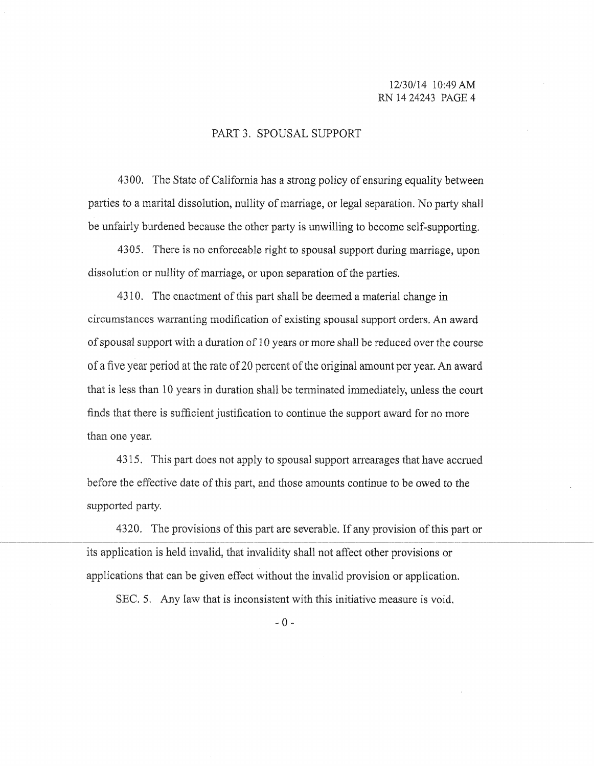## PART 3. SPOUSAL SUPPORT

4300. The State of California has a strong policy of ensuring equality between parties to a marital dissolution, nullity of marriage, or legal separation. No party shall be unfairly burdened because the other party is unwilling to become self-supporting.

4305. There is no enforceable right to spousal support during marriage, upon dissolution or nullity of marriage, or upon separation of the parties.

4310. The enactment of this part shall be deemed a material change in circumstances warranting modification of existing spousal support orders. An award of spousal support with a duration of 10 years or more shall be reduced over the course of a five year period at the rate of 20 percent of the original amount per year. An award that is less than 10 years in duration shall be terminated immediately, unless the court finds that there is sufficient justification to continue the support award for no more than one year.

4315. This part does not apply to spousal support arrearages that have accrued before the effective date of this part, and those amounts continue to be owed to the supported party.

4320. The provisions of this part are severable. If any provision of this part or its application is held invalid, that invalidity shall not affect other provisions or applications that can be given effect without the invalid provision or application.

SEC. 5. Any law that is inconsistent with this initiative measure is void.

\- 0 -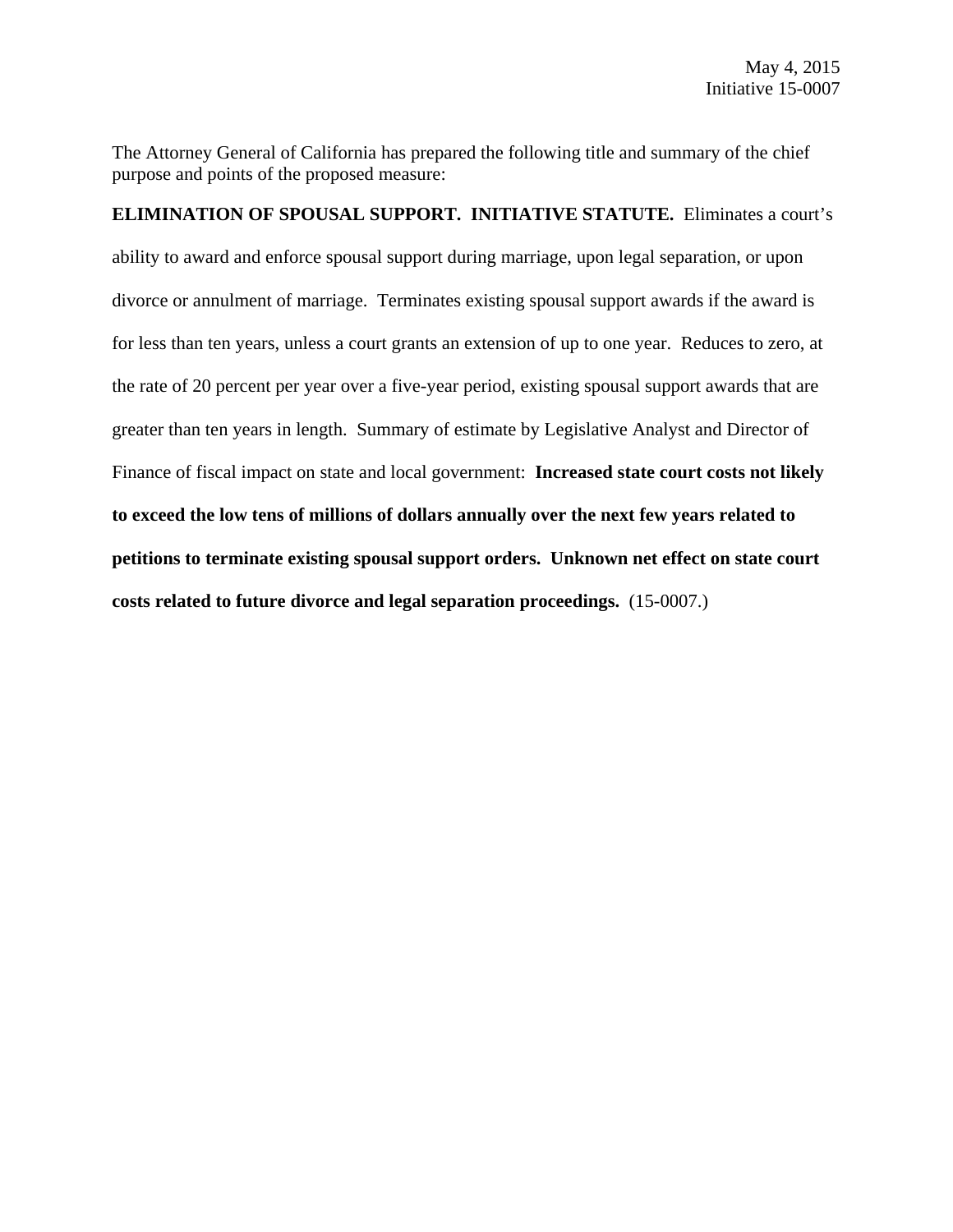May 4, 2015
Initiative 15-0007

The Attorney General of California has prepared the following title and summary of the chief purpose and points of the proposed measure:

**ELIMINATION OF SPOUSAL SUPPORT. INITIATIVE STATUTE.** Eliminates a court's ability to award and enforce spousal support during marriage, upon legal separation, or upon divorce or annulment of marriage. Terminates existing spousal support awards if the award is for less than ten years, unless a court grants an extension of up to one year. Reduces to zero, at the rate of 20 percent per year over a five-year period, existing spousal support awards that are greater than ten years in length. Summary of estimate by Legislative Analyst and Director of Finance of fiscal impact on state and local government: **Increased state court costs not likely to exceed the low tens of millions of dollars annually over the next few years related to petitions to terminate existing spousal support orders. Unknown net effect on state court costs related to future divorce and legal separation proceedings.** (15-0007.)